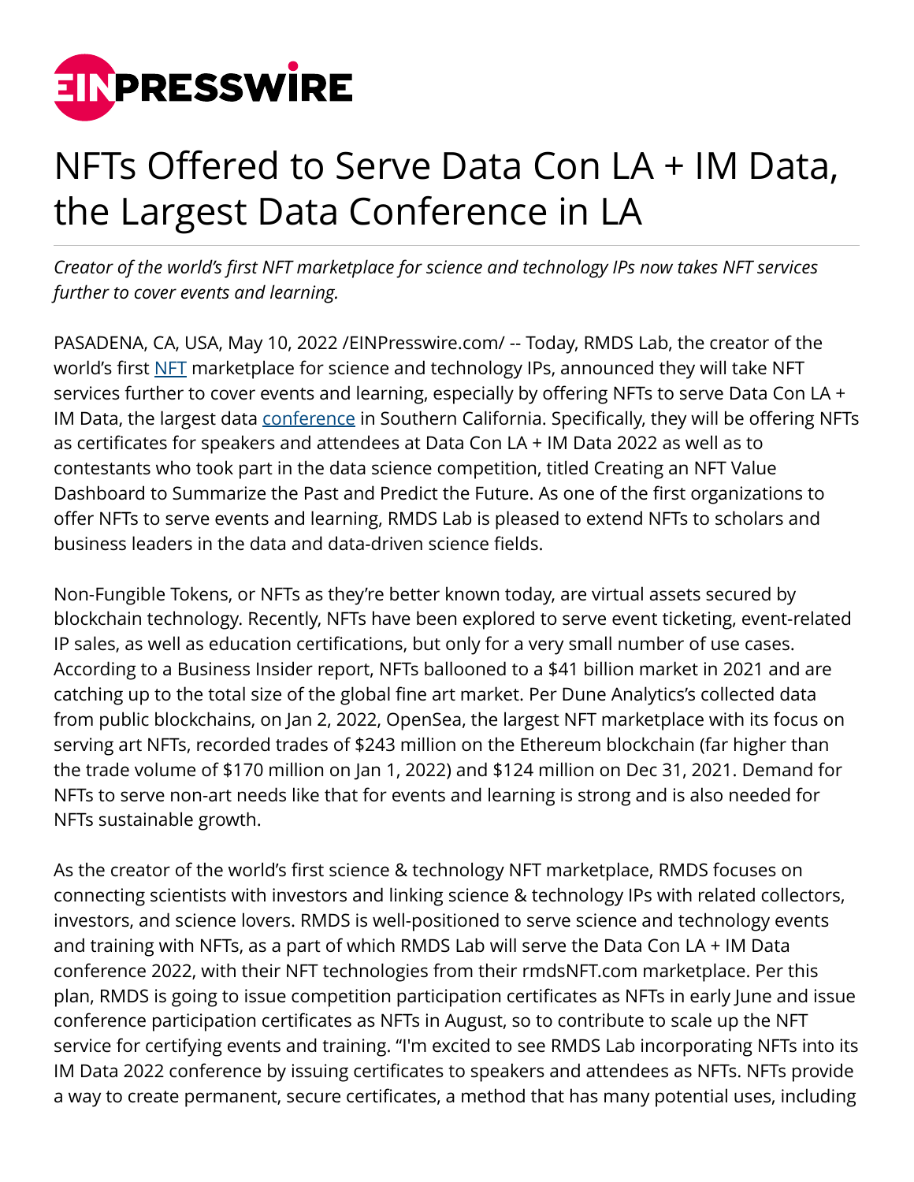# NFTs Offered to Serve Data Con LA + IM Data, the Largest Data Conference in LA

*Creator of the world's first NFT marketplace for science and technology IPs now takes NFT services further to cover events and learning.*

PASADENA, CA, USA, May 10, 2022 /EINPresswire.com/ -- Today, RMDS Lab, the creator of the world's first NFT marketplace for science and technology IPs, announced they will take NFT services further to cover events and learning, especially by offering NFTs to serve Data Con LA + IM Data, the largest data conference in Southern California. Specifically, they will be offering NFTs as certificates for speakers and attendees at Data Con LA + IM Data 2022 as well as to contestants who took part in the data science competition, titled Creating an NFT Value Dashboard to Summarize the Past and Predict the Future. As one of the first organizations to offer NFTs to serve events and learning, RMDS Lab is pleased to extend NFTs to scholars and business leaders in the data and data-driven science fields.

Non-Fungible Tokens, or NFTs as they're better known today, are virtual assets secured by blockchain technology. Recently, NFTs have been explored to serve event ticketing, event-related IP sales, as well as education certifications, but only for a very small number of use cases. According to a Business Insider report, NFTs ballooned to a $41 billion market in 2021 and are catching up to the total size of the global fine art market. Per Dune Analytics's collected data from public blockchains, on Jan 2, 2022, OpenSea, the largest NFT marketplace with its focus on serving art NFTs, recorded trades of $243 million on the Ethereum blockchain (far higher than the trade volume of $170 million on Jan 1, 2022) and $124 million on Dec 31, 2021. Demand for NFTs to serve non-art needs like that for events and learning is strong and is also needed for NFTs sustainable growth.

As the creator of the world's first science & technology NFT marketplace, RMDS focuses on connecting scientists with investors and linking science & technology IPs with related collectors, investors, and science lovers. RMDS is well-positioned to serve science and technology events and training with NFTs, as a part of which RMDS Lab will serve the Data Con LA + IM Data conference 2022, with their NFT technologies from their rmdsNFT.com marketplace. Per this plan, RMDS is going to issue competition participation certificates as NFTs in early June and issue conference participation certificates as NFTs in August, so to contribute to scale up the NFT service for certifying events and training. "I'm excited to see RMDS Lab incorporating NFTs into its IM Data 2022 conference by issuing certificates to speakers and attendees as NFTs. NFTs provide a way to create permanent, secure certificates, a method that has many potential uses, including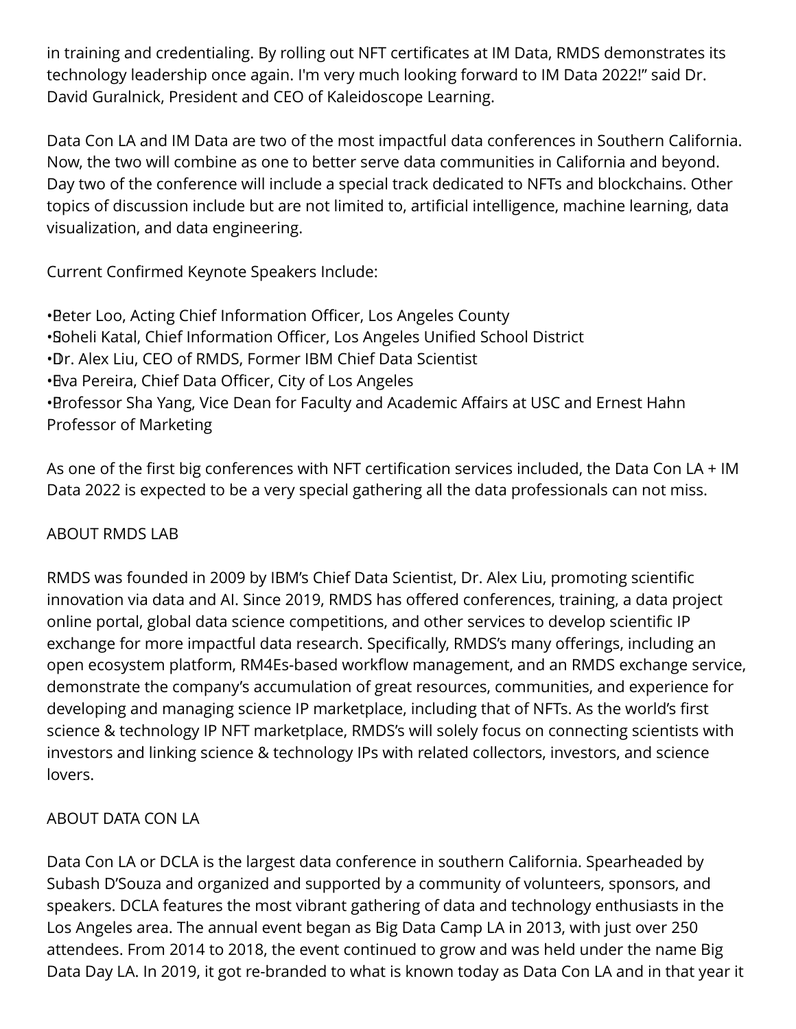in training and credentialing. By rolling out NFT certificates at IM Data, RMDS demonstrates its technology leadership once again. I'm very much looking forward to IM Data 2022!" said Dr. David Guralnick, President and CEO of Kaleidoscope Learning.

Data Con LA and IM Data are two of the most impactful data conferences in Southern California. Now, the two will combine as one to better serve data communities in California and beyond. Day two of the conference will include a special track dedicated to NFTs and blockchains. Other topics of discussion include but are not limited to, artificial intelligence, machine learning, data visualization, and data engineering.

Current Confirmed Keynote Speakers Include:

- Peter Loo, Acting Chief Information Officer, Los Angeles County
- Soheli Katal, Chief Information Officer, Los Angeles Unified School District
- Dr. Alex Liu, CEO of RMDS, Former IBM Chief Data Scientist
- Eva Pereira, Chief Data Officer, City of Los Angeles
- Professor Sha Yang, Vice Dean for Faculty and Academic Affairs at USC and Ernest Hahn Professor of Marketing

As one of the first big conferences with NFT certification services included, the Data Con LA + IM Data 2022 is expected to be a very special gathering all the data professionals can not miss.

## ABOUT RMDS LAB

RMDS was founded in 2009 by IBM's Chief Data Scientist, Dr. Alex Liu, promoting scientific innovation via data and AI. Since 2019, RMDS has offered conferences, training, a data project online portal, global data science competitions, and other services to develop scientific IP exchange for more impactful data research. Specifically, RMDS's many offerings, including an open ecosystem platform, RM4Es-based workflow management, and an RMDS exchange service, demonstrate the company's accumulation of great resources, communities, and experience for developing and managing science IP marketplace, including that of NFTs. As the world's first science & technology IP NFT marketplace, RMDS's will solely focus on connecting scientists with investors and linking science & technology IPs with related collectors, investors, and science lovers.

## ABOUT DATA CON LA

Data Con LA or DCLA is the largest data conference in southern California. Spearheaded by Subash D'Souza and organized and supported by a community of volunteers, sponsors, and speakers. DCLA features the most vibrant gathering of data and technology enthusiasts in the Los Angeles area. The annual event began as Big Data Camp LA in 2013, with just over 250 attendees. From 2014 to 2018, the event continued to grow and was held under the name Big Data Day LA. In 2019, it got re-branded to what is known today as Data Con LA and in that year it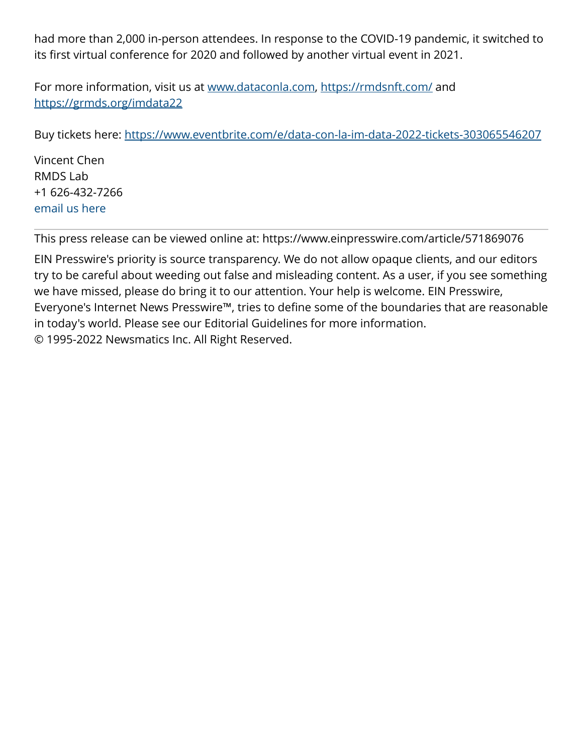had more than 2,000 in-person attendees. In response to the COVID-19 pandemic, it switched to its first virtual conference for 2020 and followed by another virtual event in 2021.

For more information, visit us at [www.dataconla.com](www.dataconla.com), [https://rmdsnft.com/](https://rmdsnft.com/) and [https://grmds.org/imdata22](https://grmds.org/imdata22)

Buy tickets here: [https://www.eventbrite.com/e/data-con-la-im-data-2022-tickets-303065546207](https://www.eventbrite.com/e/data-con-la-im-data-2022-tickets-303065546207)

Vincent Chen
RMDS Lab
+1 626-432-7266
email us here

---

This press release can be viewed online at: https://www.einpresswire.com/article/571869076

EIN Presswire's priority is source transparency. We do not allow opaque clients, and our editors try to be careful about weeding out false and misleading content. As a user, if you see something we have missed, please do bring it to our attention. Your help is welcome. EIN Presswire, Everyone's Internet News Presswire™, tries to define some of the boundaries that are reasonable in today's world. Please see our Editorial Guidelines for more information.
© 1995-2022 Newsmatics Inc. All Right Reserved.